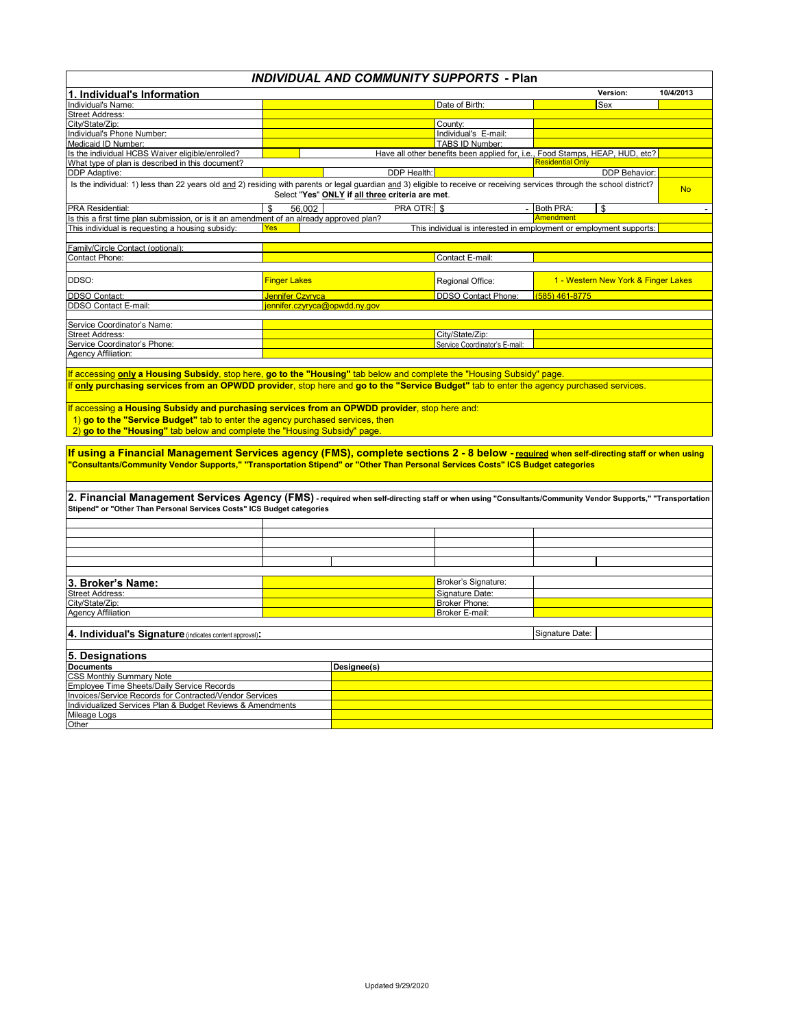# *INDIVIDUAL AND COMMUNITY SUPPORTS* - Plan

## 1. Individual's Information

Version: 10/4/2013

| | | | | | |
|---|---|---|---|---|---|
| Individual's Name: | | Date of Birth: | | Sex | |
| Street Address: | | | | | |
| City/State/Zip: | | County: | | | |
| Individual's Phone Number: | | Individual's E-mail: | | | |
| Medicaid ID Number: | | TABS ID Number: | | | |
| Is the individual HCBS Waiver eligible/enrolled? | | Have all other benefits been applied for, i.e., Food Stamps, HEAP, HUD, etc? | | | |
| What type of plan is described in this document? | | | Residential Only | | |
| DDP Adaptive: | | DDP Health: | | DDP Behavior: | |

Is the individual: 1) less than 22 years old and 2) residing with parents or legal guardian and 3) eligible to receive or receiving services through the school district? Select "Yes" **ONLY** if **all three** criteria are met. **No**

| | | | | | |
|---|---|---|---|---|---|
| PRA Residential: | $ 56,002 | PRA OTR: | $ - | Both PRA: | $ - |
| Is this a first time plan submission, or is it an amendment of an already approved plan? | | | Amendment | | |
| This individual is requesting a housing subsidy: | Yes | This individual is interested in employment or employment supports: | | | |

| | | | |
|---|---|---|---|
| Family/Circle Contact (optional): | | | |
| Contact Phone: | | Contact E-mail: | |

| | | | |
|---|---|---|---|
| DDSO: | Finger Lakes | Regional Office: | 1 - Western New York & Finger Lakes |
| DDSO Contact: | Jennifer Czyryca | DDSO Contact Phone: | (585) 461-8775 |
| DDSO Contact E-mail: | jennifer.czyryca@opwdd.ny.gov | | |

| | | | |
|---|---|---|---|
| Service Coordinator's Name: | | | |
| Street Address: | | City/State/Zip: | |
| Service Coordinator's Phone: | | Service Coordinator's E-mail: | |
| Agency Affiliation: | | | |

If accessing **only a Housing Subsidy**, stop here, **go to the "Housing"** tab below and complete the "Housing Subsidy" page.

If **only purchasing services from an OPWDD provider**, stop here and **go to the "Service Budget"** tab to enter the agency purchased services.

If accessing **a Housing Subsidy and purchasing services from an OPWDD provider**, stop here and:

1) **go to the "Service Budget"** tab to enter the agency purchased services, then
2) **go to the "Housing"** tab below and complete the "Housing Subsidy" page.

**If using a Financial Management Services agency (FMS), complete sections 2 - 8 below - required when self-directing staff or when using "Consultants/Community Vendor Supports," "Transportation Stipend" or "Other Than Personal Services Costs" ICS Budget categories**

## 2. Financial Management Services Agency (FMS) - required when self-directing staff or when using "Consultants/Community Vendor Supports," "Transportation Stipend" or "Other Than Personal Services Costs" ICS Budget categories

## 3. Broker's Name:

| | | | |
|---|---|---|---|
| Street Address: | | Broker's Signature: | |
| City/State/Zip: | | Signature Date: | |
| Agency Affiliation | | Broker Phone: | |
| | | Broker E-mail: | |

## 4. Individual's Signature (indicates content approval):

Signature Date:

## 5. Designations

| Documents | Designee(s) |
|---|---|
| CSS Monthly Summary Note | |
| Employee Time Sheets/Daily Service Records | |
| Invoices/Service Records for Contracted/Vendor Services | |
| Individualized Services Plan & Budget Reviews & Amendments | |
| Mileage Logs | |
| Other | |

Updated 9/29/2020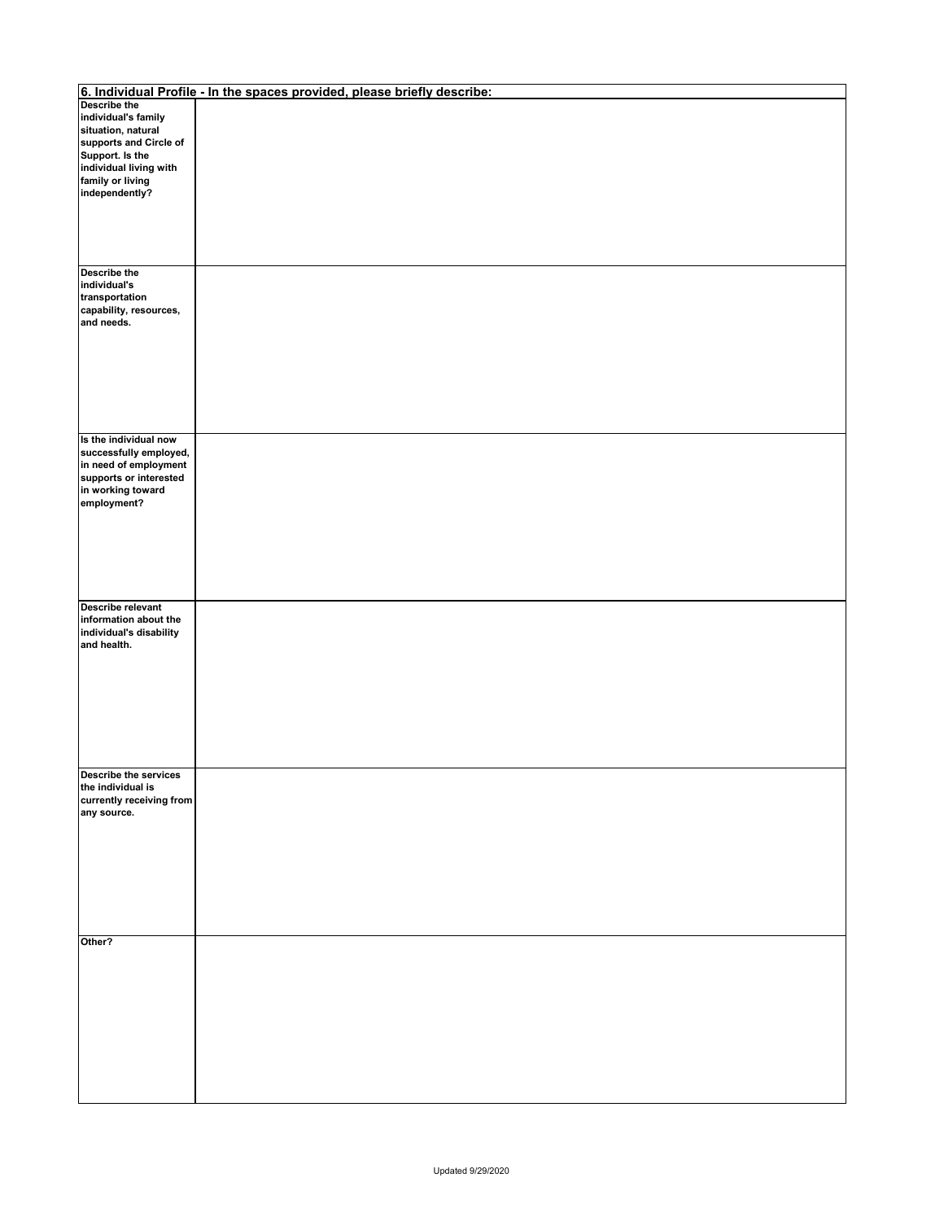| 6. Individual Profile - In the spaces provided, please briefly describe: | |
|---|---|
| **Describe the individual's family situation, natural supports and Circle of Support. Is the individual living with family or living independently?** | |
| **Describe the individual's transportation capability, resources, and needs.** | |
| **Is the individual now successfully employed, in need of employment supports or interested in working toward employment?** | |
| **Describe relevant information about the individual's disability and health.** | |
| **Describe the services the individual is currently receiving from any source.** | |
| **Other?** | |

Updated 9/29/2020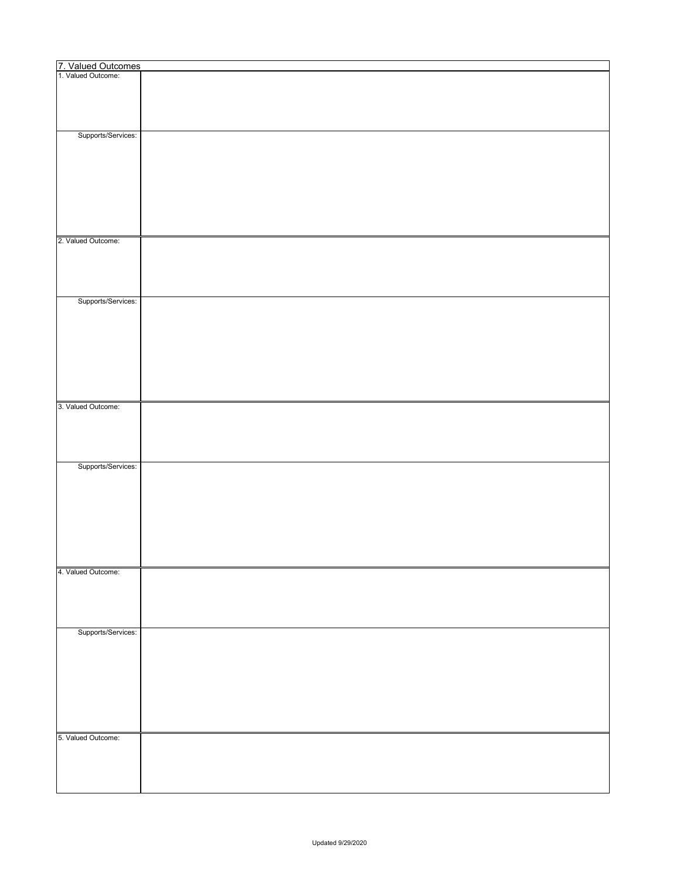| 7. Valued Outcomes | |
| --- | --- |
| 1. Valued Outcome: | |
| Supports/Services: | |
| 2. Valued Outcome: | |
| Supports/Services: | |
| 3. Valued Outcome: | |
| Supports/Services: | |
| 4. Valued Outcome: | |
| Supports/Services: | |
| 5. Valued Outcome: | |

Updated 9/29/2020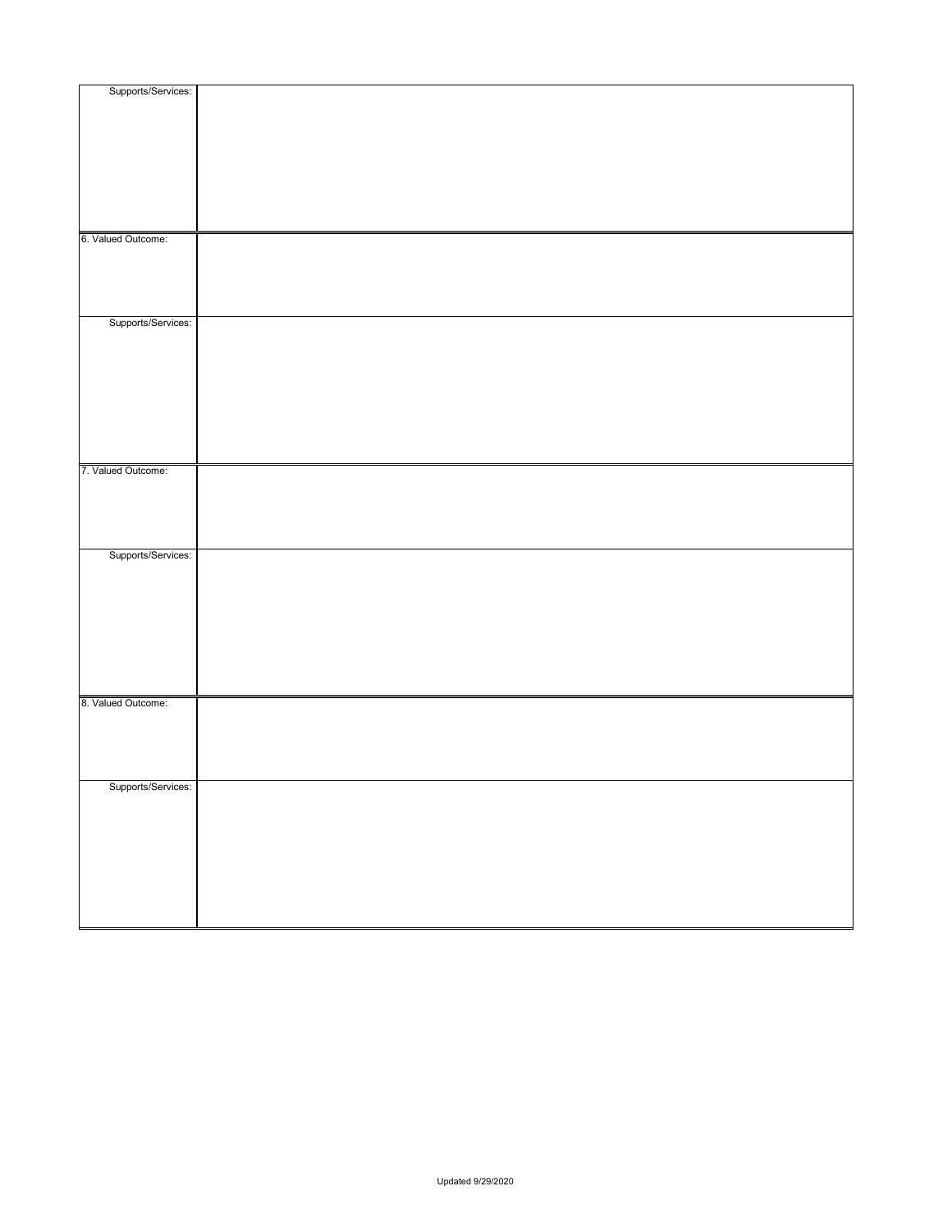| | |
|---|---|
| Supports/Services: | |
| 6. Valued Outcome: | |
| Supports/Services: | |
| 7. Valued Outcome: | |
| Supports/Services: | |
| 8. Valued Outcome: | |
| Supports/Services: | |

Updated 9/29/2020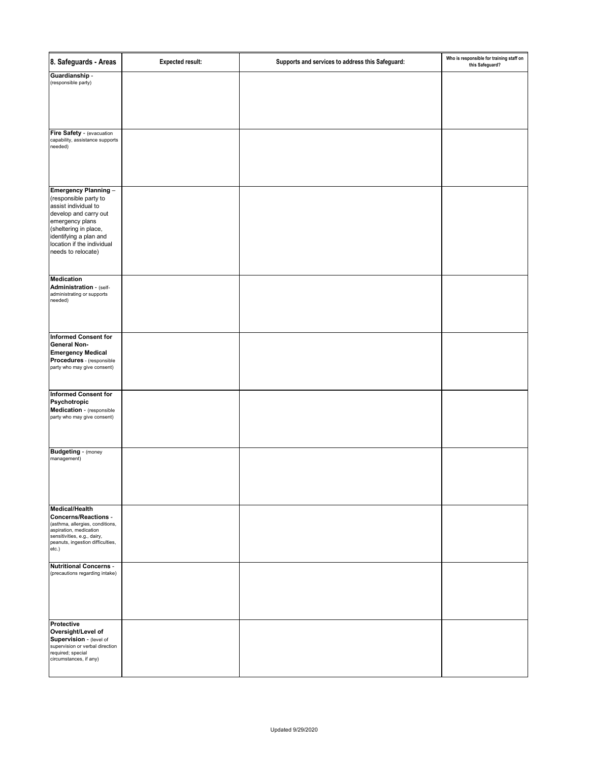| 8. Safeguards - Areas | Expected result: | Supports and services to address this Safeguard: | Who is responsible for training staff on this Safeguard? |
|---|---|---|---|
| **Guardianship** - (responsible party) | | | |
| **Fire Safety** - (evacuation capability, assistance supports needed) | | | |
| **Emergency Planning** – (responsible party to assist individual to develop and carry out emergency plans (sheltering in place, identifying a plan and location if the individual needs to relocate) | | | |
| **Medication Administration** - (self-administrating or supports needed) | | | |
| **Informed Consent for General Non-Emergency Medical Procedures** - (responsible party who may give consent) | | | |
| **Informed Consent for Psychotropic Medication** - (responsible party who may give consent) | | | |
| **Budgeting** - (money management) | | | |
| **Medical/Health Concerns/Reactions** - (asthma, allergies, conditions, aspiration, medication sensitivities, e.g., dairy, peanuts, ingestion difficulties, etc.) | | | |
| **Nutritional Concerns** - (precautions regarding intake) | | | |
| **Protective Oversight/Level of Supervision** - (level of supervision or verbal direction required; special circumstances, if any) | | | |

Updated 9/29/2020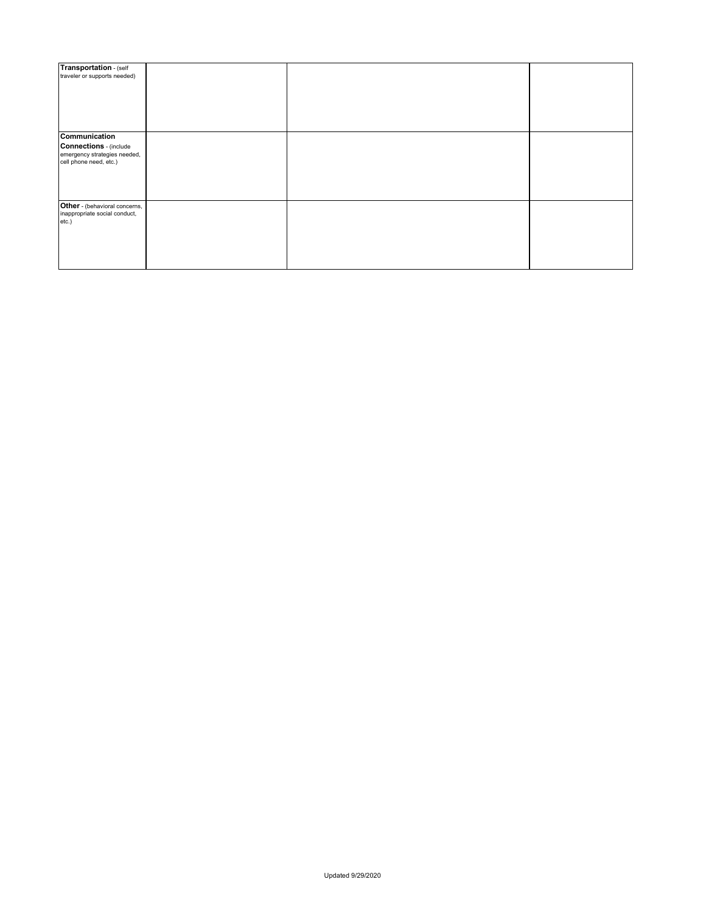| | | | |
|---|---|---|---|
| **Transportation** - (self traveler or supports needed) | | | |
| **Communication Connections** - (include emergency strategies needed, cell phone need, etc.) | | | |
| **Other** - (behavioral concerns, inappropriate social conduct, etc.) | | | |

Updated 9/29/2020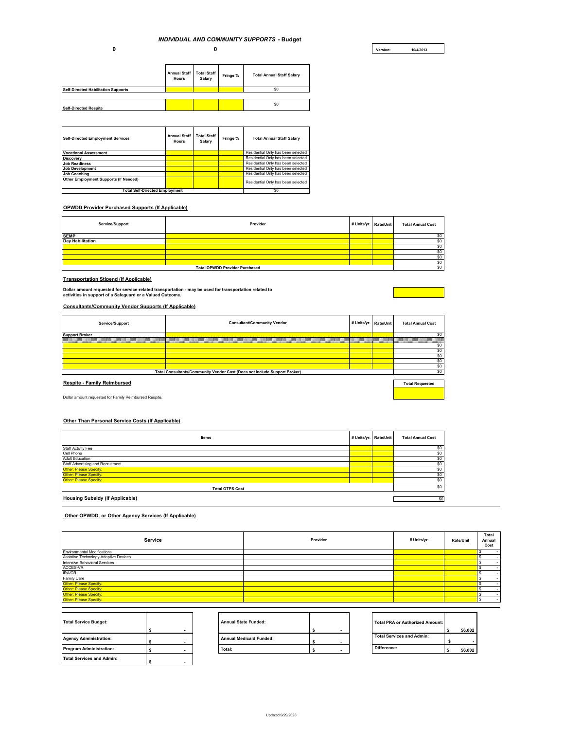# *INDIVIDUAL AND COMMUNITY SUPPORTS* - Budget

**0** **0**

| Version: | 10/4/2013 |
|---|---|

| | Annual Staff Hours | Total Staff Salary | Fringe % | Total Annual Staff Salary |
|---|---|---|---|---|
| **Self-Directed Habilitation Supports** | | | | $0 |
| **Self-Directed Respite** | | | | $0 |

| Self-Directed Employment Services | Annual Staff Hours | Total Staff Salary | Fringe % | Total Annual Staff Salary |
|---|---|---|---|---|
| **Vocational Assessment** | | | | Residential Only has been selected |
| **Discovery** | | | | Residential Only has been selected |
| **Job Readiness** | | | | Residential Only has been selected |
| **Job Development** | | | | Residential Only has been selected |
| **Job Coaching** | | | | Residential Only has been selected |
| **Other Employment Supports (If Needed)** | | | | Residential Only has been selected |
| **Total Self-Directed Employment** | | | | $0 |

**OPWDD Provider Purchased Supports (If Applicable)**

| Service/Support | Provider | # Units/yr. | Rate/Unit | Total Annual Cost |
|---|---|---|---|---|
| **SEMP** | | | | $0 |
| **Day Habilitation** | | | | $0 |
| | | | | $0 |
| | | | | $0 |
| | | | | $0 |
| | | | | $0 |
| **Total OPWDD Provider Purchased** | | | | $0 |

**Transportation Stipend (If Applicable)**

**Dollar amount requested for service-related transportation - may be used for transportation related to activities in support of a Safeguard or a Valued Outcome.**

**Consultants/Community Vendor Supports (If Applicable)**

| Service/Support | Consultant/Community Vendor | # Units/yr. | Rate/Unit | Total Annual Cost |
|---|---|---|---|---|
| **Support Broker** | | | | $0 |
| | | | | |
| | | | | $0 |
| | | | | $0 |
| | | | | $0 |
| | | | | $0 |
| | | | | $0 |
| **Total Consultants/Community Vendor Cost (Does not include Support Broker)** | | | | $0 |

**Respite - Family Reimbursed**

Dollar amount requested for Family Reimbursed Respite.

| Total Requested |
|---|
| |

**Other Than Personal Service Costs (If Applicable)**

| Items | # Units/yr. | Rate/Unit | Total Annual Cost |
|---|---|---|---|
| Staff Activity Fee | | | $0 |
| Cell Phone | | | $0 |
| Adult Education | | | $0 |
| Staff Advertising and Recruitment | | | $0 |
| Other: Please Specify: | | | $0 |
| Other: Please Specify: | | | $0 |
| Other: Please Specify: | | | $0 |
| **Total OTPS Cost** | | | $0 |

**Housing Subsidy (If Applicable)** $0

**Other OPWDD, or Other Agency Services (If Applicable)**

| Service | Provider | # Units/yr. | Rate/Unit | Total Annual Cost |
|---|---|---|---|---|
| Environmental Modifications | | | | $ - |
| Assistive Technology-Adaptive Devices | | | | $ - |
| Intensive Behavioral Services | | | | $ - |
| ACCES-VR | | | | $ - |
| IRA/CR | | | | $ - |
| Family Care | | | | $ - |
| Other: Please Specify: | | | | $ - |
| Other: Please Specify: | | | | $ - |
| Other: Please Specify: | | | | $ - |
| Other: Please Specify: | | | | $ - |

| | |
|---|---|
| **Total Service Budget:** | $ - |
| **Agency Administration:** | $ - |
| **Program Administration:** | $ - |
| **Total Services and Admin:** | $ - |

| | |
|---|---|
| **Annual State Funded:** | $ - |
| **Annual Medicaid Funded:** | $ - |
| **Total:** | $ - |

| | |
|---|---|
| **Total PRA or Authorized Amount:** | $ 56,002 |
| **Total Services and Admin:** | $ - |
| **Difference:** | $ 56,002 |

Updated 9/29/2020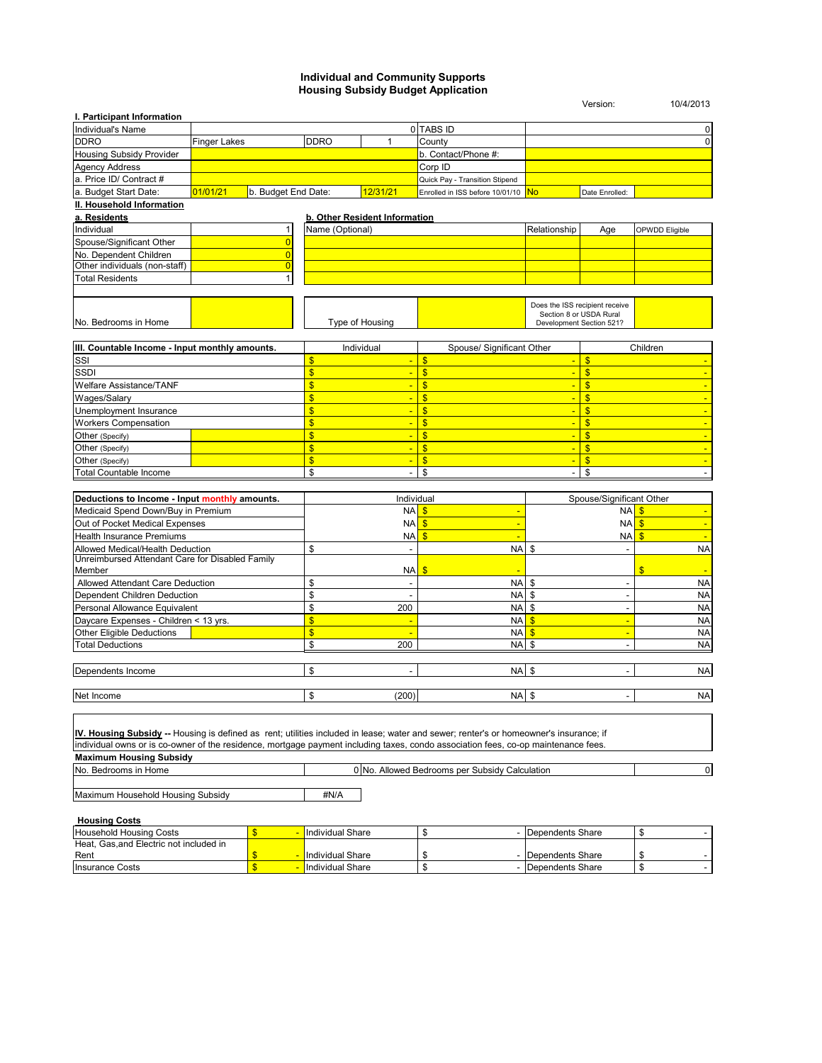## Individual and Community Supports
## Housing Subsidy Budget Application

Version: 10/4/2013

### I. Participant Information

| | | | | | |
|---|---|---|---|---|---|
| Individual's Name | 0 | TABS ID | 0 | | |
| DDRO | Finger Lakes | DDRO | 1 | County | 0 |
| Housing Subsidy Provider | | b. Contact/Phone #: | | | |
| Agency Address | | Corp ID | | | |
| a. Price ID/ Contract # | | Quick Pay - Transition Stipend | | | |
| a. Budget Start Date: | 01/01/21 | b. Budget End Date: | 12/31/21 | Enrolled in ISS before 10/01/10 | No | Date Enrolled: |

### II. Household Information

**a. Residents**

| | |
|---|---|
| Individual | 1 |
| Spouse/Significant Other | 0 |
| No. Dependent Children | 0 |
| Other individuals (non-staff) | 0 |
| Total Residents | 1 |

**b. Other Resident Information**

| Name (Optional) | Relationship | Age | OPWDD Eligible |
|---|---|---|---|
| | | | |
| | | | |
| | | | |
| | | | |

| No. Bedrooms in Home | | Type of Housing | | Does the ISS recipient receive Section 8 or USDA Rural Development Section 521? | |
|---|---|---|---|---|---|

| III. Countable Income - Input monthly amounts. | | Individual | Spouse/ Significant Other | Children |
|---|---|---|---|---|
| SSI | | $ - | $ - | $ - |
| SSDI | | $ - | $ - | $ - |
| Welfare Assistance/TANF | | $ - | $ - | $ - |
| Wages/Salary | | $ - | $ - | $ - |
| Unemployment Insurance | | $ - | $ - | $ - |
| Workers Compensation | | $ - | $ - | $ - |
| Other (Specify) | | $ - | $ - | $ - |
| Other (Specify) | | $ - | $ - | $ - |
| Other (Specify) | | $ - | $ - | $ - |
| Total Countable Income | | $ - | $ - | $ - |

| Deductions to Income - Input monthly amounts. | | Individual | | Spouse/Significant Other | |
|---|---|---|---|---|---|
| Medicaid Spend Down/Buy in Premium | | NA | $ - | NA | $ - |
| Out of Pocket Medical Expenses | | NA | $ - | NA | $ - |
| Health Insurance Premiums | | NA | $ - | NA | $ - |
| Allowed Medical/Health Deduction | | $ - | NA | $ - | NA |
| Unreimbursed Attendant Care for Disabled Family Member | | NA | $ - | | $ - |
| Allowed Attendant Care Deduction | | $ - | NA | $ - | NA |
| Dependent Children Deduction | | $ - | NA | $ - | NA |
| Personal Allowance Equivalent | | $ 200 | NA | $ - | NA |
| Daycare Expenses - Children < 13 yrs. | | $ - | NA | $ - | NA |
| Other Eligible Deductions | | $ - | NA | $ - | NA |
| Total Deductions | | $ 200 | NA | $ - | NA |
| Dependents Income | | $ - | NA | $ - | NA |
| Net Income | | $ (200) | NA | $ - | NA |

**IV. Housing Subsidy** -- Housing is defined as rent; utilities included in lease; water and sewer; renter's or homeowner's insurance; if individual owns or is co-owner of the residence, mortgage payment including taxes, condo association fees, co-op maintenance fees.

**Maximum Housing Subsidy**

| | | | |
|---|---|---|---|
| No. Bedrooms in Home | 0 | No. Allowed Bedrooms per Subsidy Calculation | 0 |
| Maximum Household Housing Subsidy | #N/A | | |

**Housing Costs**

| | | | | | |
|---|---|---|---|---|---|
| Household Housing Costs | $ - | Individual Share | $ - | Dependents Share | $ - |
| Heat, Gas,and Electric not included in Rent | $ - | Individual Share | $ - | Dependents Share | $ - |
| Insurance Costs | $ - | Individual Share | $ - | Dependents Share | $ - |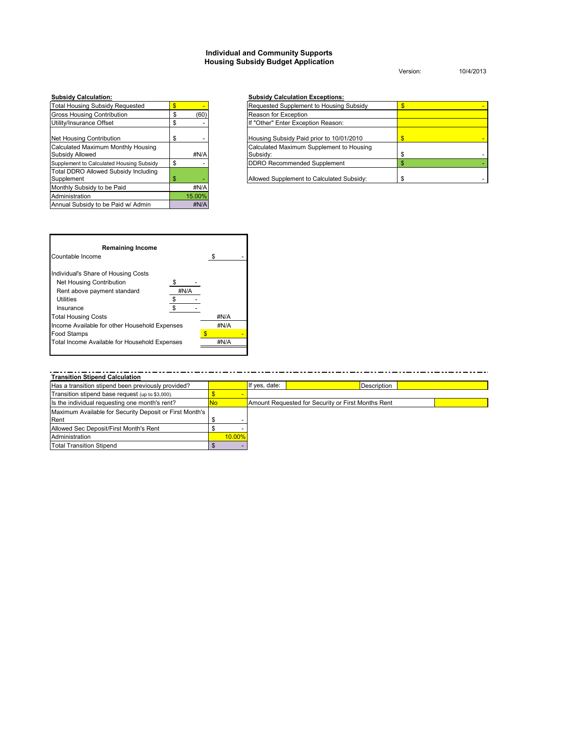## Individual and Community Supports
## Housing Subsidy Budget Application

Version: 10/4/2013

**Subsidy Calculation:**

| Item | Amount |
|---|---|
| Total Housing Subsidy Requested | $ - |
| Gross Housing Contribution | $ (60) |
| Utility/Insurance Offset | $ - |
| Net Housing Contribution | $ - |
| Calculated Maximum Monthly Housing Subsidy Allowed | #N/A |
| Supplement to Calculated Housing Subsidy | $ - |
| Total DDRO Allowed Subsidy Including Supplement | $ - |
| Monthly Subsidy to be Paid | #N/A |
| Administration | 15.00% |
| Annual Subsidy to be Paid w/ Admin | #N/A |

**Subsidy Calculation Exceptions:**

| Item | Amount |
|---|---|
| Requested Supplement to Housing Subsidy | $ - |
| Reason for Exception | |
| If "Other" Enter Exception Reason: | |
| Housing Subsidy Paid prior to 10/01/2010 | $ - |
| Calculated Maximum Supplement to Housing Subsidy: | $ - |
| DDRO Recommended Supplement | $ - |
| Allowed Supplement to Calculated Subsidy: | $ - |

**Remaining Income**

| Item | | Amount |
|---|---|---|
| Countable Income | | $ - |
| Individual's Share of Housing Costs | | |
| Net Housing Contribution | $ - | |
| Rent above payment standard | #N/A | |
| Utilities | $ - | |
| Insurance | $ - | |
| Total Housing Costs | | #N/A |
| Income Available for other Household Expenses | | #N/A |
| Food Stamps | | $ - |
| Total Income Available for Household Expenses | | #N/A |

**Transition Stipend Calculation**

| Item | Amount | | | | |
|---|---|---|---|---|---|
| Has a transition stipend been previously provided? | | If yes, date: | | Description | |
| Transition stipend base request (up to $3,000). | $ - | | | | |
| Is the individual requesting one month's rent? | No | Amount Requested for Security or First Months Rent | | | |
| Maximum Available for Security Deposit or First Month's Rent | $ - | | | | |
| Allowed Sec Deposit/First Month's Rent | $ - | | | | |
| Administration | 10.00% | | | | |
| Total Transition Stipend | $ - | | | | |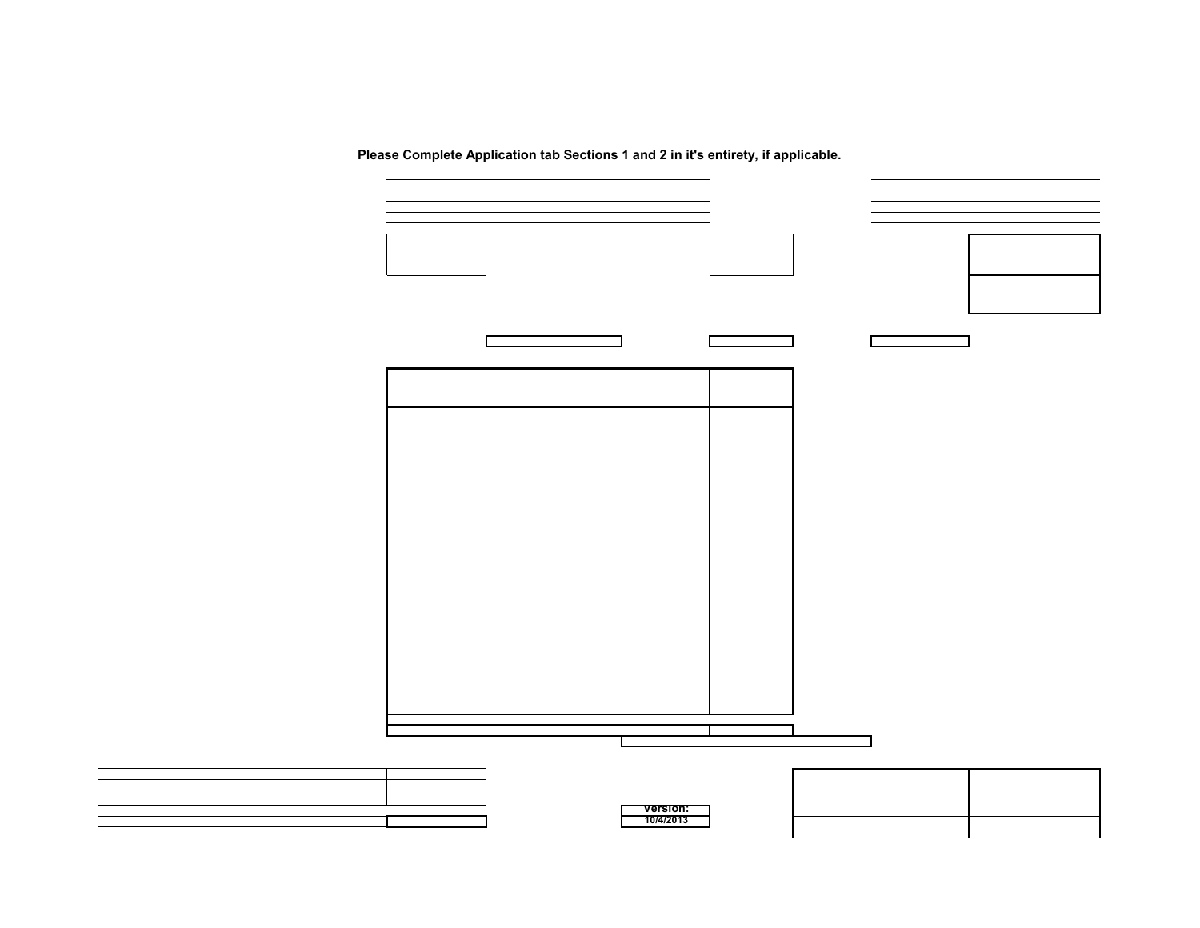**Please Complete Application tab Sections 1 and 2 in it's entirety, if applicable.**

Version:
10/4/2013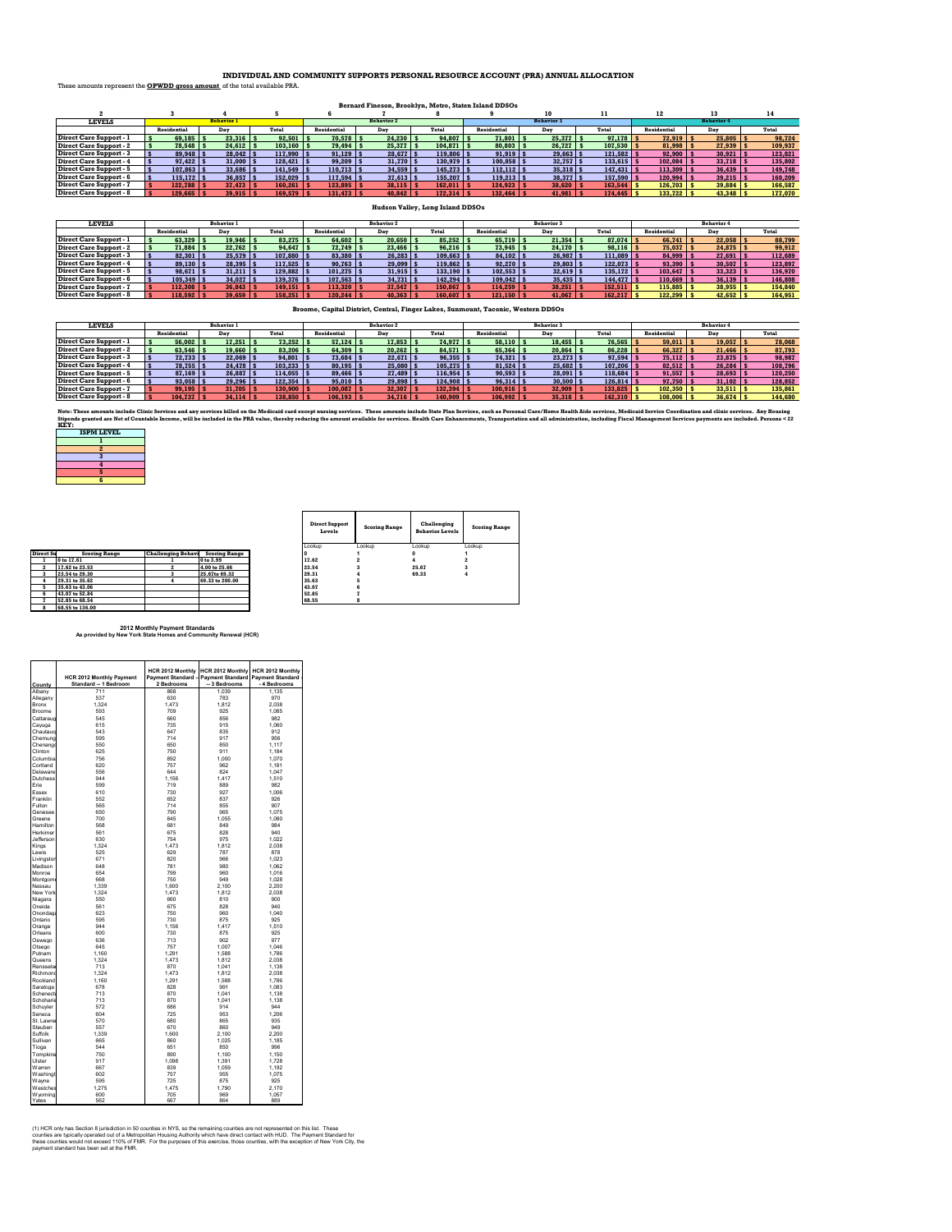# INDIVIDUAL AND COMMUNITY SUPPORTS PERSONAL RESOURCE ACCOUNT (PRA) ANNUAL ALLOCATION

These amounts represent the **OPWDD gross amount** of the total available PRA.

### Bernard Fineson, Brooklyn, Metro, Staten Island DDSOs

| 2 | 3 | 4 | 5 | 6 | 7 | 8 | 9 | 10 | 11 | 12 | 13 | 14 |
|---|---|---|---|---|---|---|---|---|---|---|---|---|
| LEVELS | Behavior 1 | | | Behavior 2 | | | Behavior 3 | | | Behavior 4 | | |
| | Residential | Day | Total | Residential | Day | Total | Residential | Day | Total | Residential | Day | Total |
| Direct Care Support - 1 | $ 69,185 | $ 23,316 | $ 92,501 | $ 70,578 | $ 24,230 | $ 94,807 | $ 71,801 | $ 25,377 | $ 97,178 | $ 72,919 | $ 25,805 | $ 98,724 |
| Direct Care Support - 2 | $ 78,548 | $ 24,612 | $ 103,160 | $ 79,494 | $ 25,377 | $ 104,871 | $ 80,803 | $ 26,727 | $ 107,530 | $ 81,998 | $ 27,939 | $ 109,937 |
| Direct Care Support - 3 | $ 89,948 | $ 28,042 | $ 117,990 | $ 91,129 | $ 28,677 | $ 119,806 | $ 91,919 | $ 29,663 | $ 121,582 | $ 92,900 | $ 30,921 | $ 123,821 |
| Direct Care Support - 4 | $ 97,422 | $ 31,000 | $ 128,421 | $ 99,209 | $ 31,770 | $ 130,979 | $ 100,858 | $ 32,757 | $ 133,615 | $ 102,084 | $ 33,718 | $ 135,802 |
| Direct Care Support - 5 | $ 107,863 | $ 33,686 | $ 141,549 | $ 110,713 | $ 34,559 | $ 145,273 | $ 112,112 | $ 35,318 | $ 147,431 | $ 113,309 | $ 36,439 | $ 149,748 |
| Direct Care Support - 6 | $ 115,172 | $ 36,857 | $ 152,029 | $ 117,594 | $ 37,613 | $ 155,207 | $ 119,213 | $ 38,377 | $ 157,590 | $ 120,994 | $ 39,215 | $ 160,209 |
| Direct Care Support - 7 | $ 122,788 | $ 37,423 | $ 160,261 | $ 123,895 | $ 38,115 | $ 162,011 | $ 124,923 | $ 38,620 | $ 163,544 | $ 126,703 | $ 39,884 | $ 166,587 |
| Direct Care Support - 8 | $ 129,665 | $ 39,915 | $ 169,579 | $ 131,473 | $ 40,842 | $ 172,314 | $ 132,464 | $ 41,981 | $ 174,445 | $ 133,722 | $ 43,348 | $ 177,070 |

### Hudson Valley, Long Island DDSOs

| LEVELS | Behavior 1 | | | Behavior 2 | | | Behavior 3 | | | Behavior 4 | | |
|---|---|---|---|---|---|---|---|---|---|---|---|---|
| | Residential | Day | Total | Residential | Day | Total | Residential | Day | Total | Residential | Day | Total |
| Direct Care Support - 1 | $ 63,329 | $ 19,946 | $ 83,275 | $ 64,602 | $ 20,650 | $ 85,252 | $ 65,719 | $ 21,354 | $ 87,074 | $ 66,741 | $ 22,058 | $ 88,799 |
| Direct Care Support - 2 | $ 71,884 | $ 22,762 | $ 94,647 | $ 72,749 | $ 23,466 | $ 96,216 | $ 73,945 | $ 24,170 | $ 98,116 | $ 75,037 | $ 24,875 | $ 99,912 |
| Direct Care Support - 3 | $ 82,301 | $ 25,579 | $ 107,880 | $ 83,380 | $ 26,283 | $ 109,663 | $ 84,102 | $ 26,987 | $ 111,089 | $ 84,999 | $ 27,691 | $ 112,689 |
| Direct Care Support - 4 | $ 89,130 | $ 28,395 | $ 117,525 | $ 90,763 | $ 29,099 | $ 119,862 | $ 92,270 | $ 29,803 | $ 122,073 | $ 93,390 | $ 30,507 | $ 123,897 |
| Direct Care Support - 5 | $ 98,671 | $ 31,211 | $ 129,882 | $ 101,275 | $ 31,915 | $ 133,190 | $ 102,553 | $ 32,619 | $ 135,172 | $ 103,647 | $ 33,323 | $ 136,970 |
| Direct Care Support - 6 | $ 105,349 | $ 34,027 | $ 139,376 | $ 107,563 | $ 34,731 | $ 142,294 | $ 109,042 | $ 35,435 | $ 144,477 | $ 110,669 | $ 36,139 | $ 146,808 |
| Direct Care Support - 7 | $ 112,308 | $ 36,843 | $ 149,151 | $ 113,320 | $ 37,547 | $ 150,867 | $ 114,259 | $ 38,251 | $ 152,511 | $ 115,885 | $ 38,955 | $ 154,840 |
| Direct Care Support - 8 | $ 118,592 | $ 39,659 | $ 158,251 | $ 120,244 | $ 40,363 | $ 160,607 | $ 121,150 | $ 41,067 | $ 162,217 | $ 122,299 | $ 42,652 | $ 164,951 |

### Broome, Capital District, Central, Finger Lakes, Sunmount, Taconic, Western DDSOs

| LEVELS | Behavior 1 | | | Behavior 2 | | | Behavior 3 | | | Behavior 4 | | |
|---|---|---|---|---|---|---|---|---|---|---|---|---|
| | Residential | Day | Total | Residential | Day | Total | Residential | Day | Total | Residential | Day | Total |
| Direct Care Support - 1 | $ 56,002 | $ 17,251 | $ 73,252 | $ 57,124 | $ 17,853 | $ 74,977 | $ 58,110 | $ 18,455 | $ 76,565 | $ 59,011 | $ 19,057 | $ 78,068 |
| Direct Care Support - 2 | $ 63,546 | $ 19,660 | $ 83,206 | $ 64,309 | $ 20,262 | $ 84,571 | $ 65,364 | $ 20,864 | $ 86,228 | $ 66,327 | $ 21,466 | $ 87,793 |
| Direct Care Support - 3 | $ 72,733 | $ 22,069 | $ 94,801 | $ 73,684 | $ 22,671 | $ 96,355 | $ 74,321 | $ 23,273 | $ 97,594 | $ 75,112 | $ 23,875 | $ 98,987 |
| Direct Care Support - 4 | $ 78,755 | $ 24,478 | $ 103,233 | $ 80,195 | $ 25,080 | $ 105,275 | $ 81,524 | $ 25,682 | $ 107,206 | $ 82,512 | $ 26,284 | $ 108,796 |
| Direct Care Support - 5 | $ 87,169 | $ 26,887 | $ 114,055 | $ 89,466 | $ 27,489 | $ 116,954 | $ 90,593 | $ 28,091 | $ 118,684 | $ 91,557 | $ 28,693 | $ 120,250 |
| Direct Care Support - 6 | $ 93,058 | $ 29,296 | $ 122,354 | $ 95,010 | $ 29,898 | $ 124,908 | $ 96,314 | $ 30,500 | $ 126,814 | $ 97,750 | $ 31,102 | $ 128,852 |
| Direct Care Support - 7 | $ 99,195 | $ 31,705 | $ 130,900 | $ 100,087 | $ 32,307 | $ 132,394 | $ 100,916 | $ 32,909 | $ 133,825 | $ 102,350 | $ 33,511 | $ 135,861 |
| Direct Care Support - 8 | $ 104,737 | $ 34,114 | $ 138,850 | $ 106,193 | $ 34,716 | $ 140,909 | $ 106,992 | $ 35,318 | $ 142,310 | $ 108,006 | $ 36,674 | $ 144,680 |

**Note: These amounts include Clinic Services and any services billed on the Medicaid card except nursing services. These amounts include State Plan Services, such as Personal Care/Home Health Aide services, Medicaid Service Coordination and clinic services. Any Housing Stipends granted are Net of Countable Income, will be included in the PRA value, thereby reducing the amount available for services. Health Care Enhancements, Transportation and all administration, including Fiscal Management Services payments are included. Persons < 22**

**KEY:**

| ISPM LEVEL |
|---|
| 1 |
| 2 |
| 3 |
| 4 |
| 5 |
| 6 |

| Direct Su | Scoring Range | Challenging Behavi | Scoring Range |
|---|---|---|---|
| 1 | 0 to 17.61 | 1 | 0 to 3.99 |
| 2 | 17.62 to 23.53 | 2 | 4.00 to 25.66 |
| 3 | 23.54 to 29.30 | 3 | 25.67to 69.32 |
| 4 | 29.31 to 35.62 | 4 | 69.33 to 200.00 |
| 5 | 35.63 to 43.06 | | |
| 6 | 43.07 to 52.84 | | |
| 7 | 52.85 to 68.54 | | |
| 8 | 68.55 to 136.00 | | |

| Direct Support Levels | Scoring Range | Challenging Behavior Levels | Scoring Range |
|---|---|---|---|
| Lookup | Lookup | Lookup | Lookup |
| 0 | 1 | 0 | 1 |
| 17.62 | 2 | 4 | 2 |
| 23.54 | 3 | 25.67 | 3 |
| 29.31 | 4 | 69.33 | 4 |
| 35.63 | 5 | | |
| 43.07 | 6 | | |
| 52.85 | 7 | | |
| 68.55 | 8 | | |

**2012 Monthly Payment Standards**
**As provided by New York State Homes and Community Renewal (HCR)**

| County | HCR 2012 Monthly Payment Standard -- 1 Bedroom | HCR 2012 Monthly Payment Standard -- 2 Bedrooms | HCR 2012 Monthly Payment Standard -- 3 Bedrooms | HCR 2012 Monthly Payment Standard - 4 Bedrooms |
|---|---|---|---|---|
| Albany | 711 | 868 | 1,039 | 1,135 |
| Allegany | 537 | 630 | 783 | 970 |
| Bronx | 1,324 | 1,473 | 1,812 | 2,038 |
| Broome | 593 | 709 | 925 | 1,085 |
| Cattaraug | 545 | 660 | 856 | 982 |
| Cayuga | 615 | 735 | 915 | 1,060 |
| Chautauq | 543 | 647 | 835 | 912 |
| Chemung | 595 | 714 | 917 | 956 |
| Chenango | 550 | 650 | 850 | 1,117 |
| Clinton | 625 | 750 | 911 | 1,184 |
| Columbia | 756 | 892 | 1,000 | 1,070 |
| Cortland | 620 | 757 | 962 | 1,181 |
| Delaware | 556 | 644 | 824 | 1,047 |
| Dutchess | 944 | 1,156 | 1,417 | 1,510 |
| Erie | 599 | 719 | 889 | 982 |
| Essex | 610 | 730 | 927 | 1,006 |
| Franklin | 552 | 652 | 837 | 926 |
| Fulton | 565 | 714 | 855 | 907 |
| Genesee | 650 | 790 | 965 | 1,075 |
| Greene | 700 | 845 | 1,055 | 1,080 |
| Hamilton | 568 | 681 | 849 | 984 |
| Herkimer | 561 | 675 | 828 | 940 |
| Jefferson | 630 | 754 | 975 | 1,022 |
| Kings | 1,324 | 1,473 | 1,812 | 2,038 |
| Lewis | 525 | 629 | 787 | 878 |
| Livingston | 671 | 820 | 966 | 1,023 |
| Madison | 648 | 781 | 980 | 1,062 |
| Monroe | 654 | 799 | 960 | 1,016 |
| Montgom | 668 | 750 | 949 | 1,028 |
| Nassau | 1,339 | 1,600 | 2,100 | 2,200 |
| New York | 1,324 | 1,473 | 1,812 | 2,038 |
| Niagara | 550 | 660 | 810 | 900 |
| Oneida | 561 | 675 | 828 | 940 |
| Onondag | 623 | 750 | 960 | 1,040 |
| Ontario | 595 | 730 | 875 | 925 |
| Orange | 944 | 1,156 | 1,417 | 1,510 |
| Orleans | 600 | 730 | 875 | 925 |
| Oswego | 636 | 713 | 902 | 977 |
| Otsego | 645 | 757 | 1,007 | 1,046 |
| Putnam | 1,160 | 1,291 | 1,588 | 1,786 |
| Queens | 1,324 | 1,473 | 1,812 | 2,038 |
| Rensselae | 713 | 870 | 1,041 | 1,138 |
| Richmond | 1,324 | 1,473 | 1,812 | 2,038 |
| Rockland | 1,160 | 1,291 | 1,588 | 1,786 |
| Saratoga | 678 | 828 | 991 | 1,083 |
| Schenect | 713 | 870 | 1,041 | 1,138 |
| Schoharie | 713 | 870 | 1,041 | 1,138 |
| Schuyler | 572 | 686 | 914 | 944 |
| Seneca | 604 | 725 | 953 | 1,206 |
| St. Lawre | 570 | 680 | 865 | 935 |
| Steuben | 557 | 670 | 860 | 949 |
| Suffolk | 1,339 | 1,600 | 2,100 | 2,200 |
| Sullivan | 665 | 860 | 1,025 | 1,185 |
| Tioga | 544 | 651 | 850 | 996 |
| Tompkins | 750 | 890 | 1,100 | 1,150 |
| Ulster | 917 | 1,098 | 1,391 | 1,728 |
| Warren | 667 | 839 | 1,059 | 1,192 |
| Washingt | 602 | 757 | 955 | 1,075 |
| Wayne | 595 | 725 | 875 | 925 |
| Westches | 1,275 | 1,475 | 1,790 | 2,170 |
| Wyoming | 600 | 705 | 969 | 1,057 |
| Yates | 562 | 667 | 864 | 889 |

(1) HCR only has Section 8 jurisdiction in 50 counties in NYS, so the remaining counties are not represented on this list. These counties are typically operated out of a Metropolitan Housing Authority which have direct contact with HUD. The Payment Standard for these counties would not exceed 110% of FMR. For the purposes of this exercise, those counties, with the exception of New York City, the payment standard has been set at the FMR.